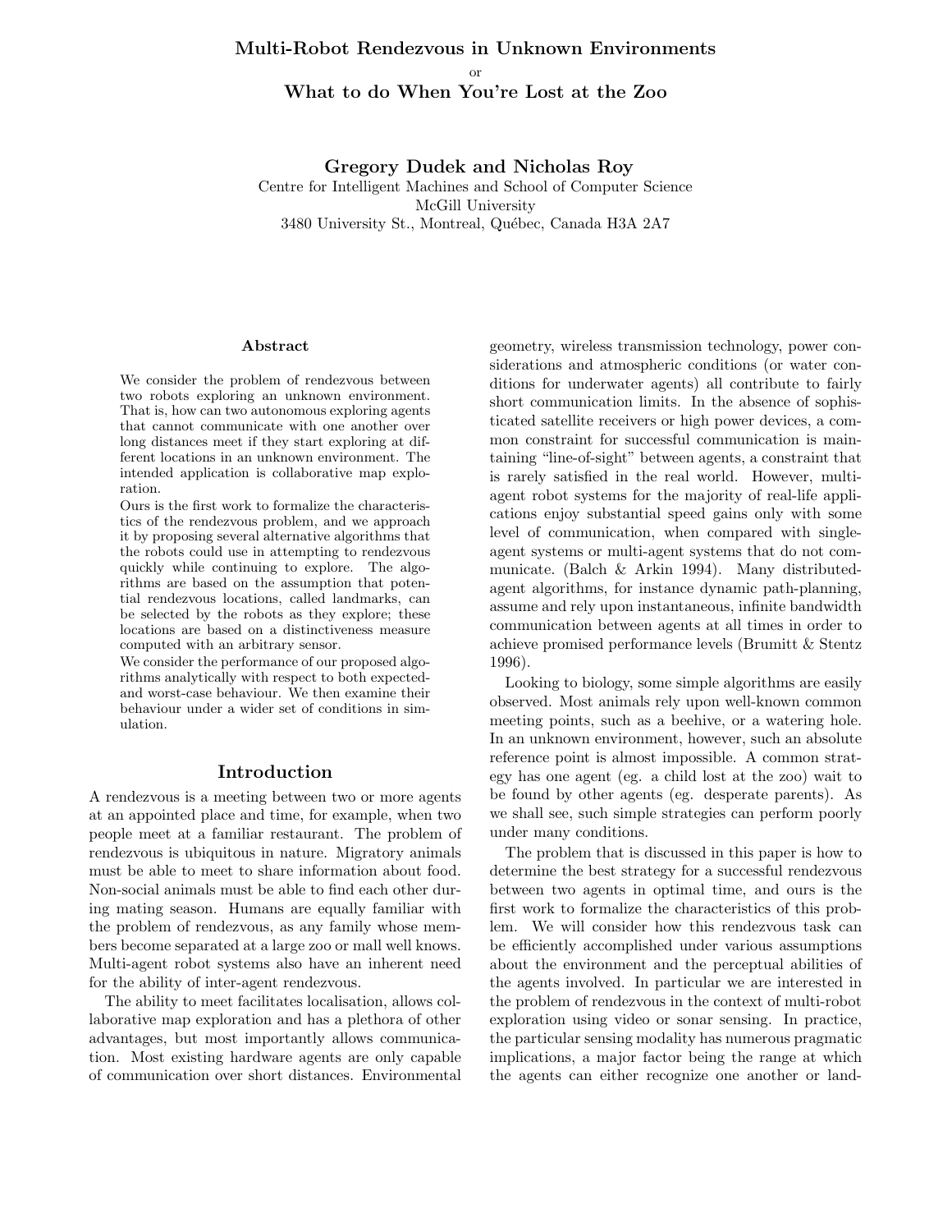# Multi-Robot Rendezvous in Unknown Environments

or

# What to do When You're Lost at the Zoo

**Gregory Dudek and Nicholas Roy**

Centre for Intelligent Machines and School of Computer Science
McGill University
3480 University St., Montreal, Québec, Canada H3A 2A7

### Abstract

We consider the problem of rendezvous between two robots exploring an unknown environment. That is, how can two autonomous exploring agents that cannot communicate with one another over long distances meet if they start exploring at different locations in an unknown environment. The intended application is collaborative map exploration.

Ours is the first work to formalize the characteristics of the rendezvous problem, and we approach it by proposing several alternative algorithms that the robots could use in attempting to rendezvous quickly while continuing to explore. The algorithms are based on the assumption that potential rendezvous locations, called landmarks, can be selected by the robots as they explore; these locations are based on a distinctiveness measure computed with an arbitrary sensor.

We consider the performance of our proposed algorithms analytically with respect to both expected- and worst-case behaviour. We then examine their behaviour under a wider set of conditions in simulation.

## Introduction

A rendezvous is a meeting between two or more agents at an appointed place and time, for example, when two people meet at a familiar restaurant. The problem of rendezvous is ubiquitous in nature. Migratory animals must be able to meet to share information about food. Non-social animals must be able to find each other during mating season. Humans are equally familiar with the problem of rendezvous, as any family whose members become separated at a large zoo or mall well knows. Multi-agent robot systems also have an inherent need for the ability of inter-agent rendezvous.

The ability to meet facilitates localisation, allows collaborative map exploration and has a plethora of other advantages, but most importantly allows communication. Most existing hardware agents are only capable of communication over short distances. Environmental geometry, wireless transmission technology, power considerations and atmospheric conditions (or water conditions for underwater agents) all contribute to fairly short communication limits. In the absence of sophisticated satellite receivers or high power devices, a common constraint for successful communication is maintaining "line-of-sight" between agents, a constraint that is rarely satisfied in the real world. However, multi-agent robot systems for the majority of real-life applications enjoy substantial speed gains only with some level of communication, when compared with single-agent systems or multi-agent systems that do not communicate. (Balch & Arkin 1994). Many distributed-agent algorithms, for instance dynamic path-planning, assume and rely upon instantaneous, infinite bandwidth communication between agents at all times in order to achieve promised performance levels (Brumitt & Stentz 1996).

Looking to biology, some simple algorithms are easily observed. Most animals rely upon well-known common meeting points, such as a beehive, or a watering hole. In an unknown environment, however, such an absolute reference point is almost impossible. A common strategy has one agent (eg. a child lost at the zoo) wait to be found by other agents (eg. desperate parents). As we shall see, such simple strategies can perform poorly under many conditions.

The problem that is discussed in this paper is how to determine the best strategy for a successful rendezvous between two agents in optimal time, and ours is the first work to formalize the characteristics of this problem. We will consider how this rendezvous task can be efficiently accomplished under various assumptions about the environment and the perceptual abilities of the agents involved. In particular we are interested in the problem of rendezvous in the context of multi-robot exploration using video or sonar sensing. In practice, the particular sensing modality has numerous pragmatic implications, a major factor being the range at which the agents can either recognize one another or land-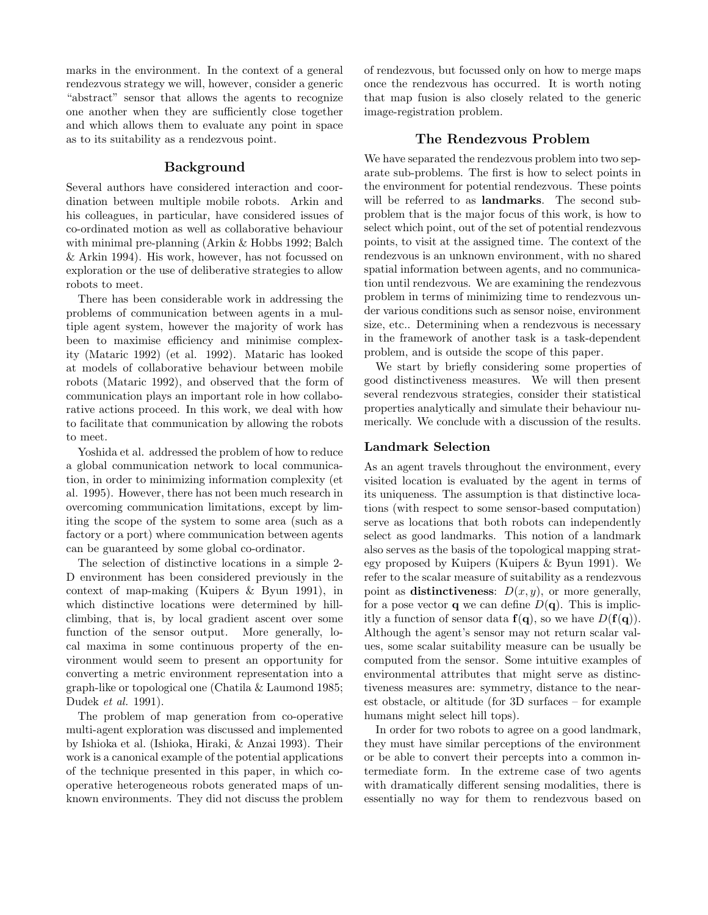marks in the environment. In the context of a general rendezvous strategy we will, however, consider a generic "abstract" sensor that allows the agents to recognize one another when they are sufficiently close together and which allows them to evaluate any point in space as to its suitability as a rendezvous point.

## Background

Several authors have considered interaction and coordination between multiple mobile robots. Arkin and his colleagues, in particular, have considered issues of co-ordinated motion as well as collaborative behaviour with minimal pre-planning (Arkin & Hobbs 1992; Balch & Arkin 1994). His work, however, has not focussed on exploration or the use of deliberative strategies to allow robots to meet.

There has been considerable work in addressing the problems of communication between agents in a multiple agent system, however the majority of work has been to maximise efficiency and minimise complexity (Mataric 1992) (et al. 1992). Mataric has looked at models of collaborative behaviour between mobile robots (Mataric 1992), and observed that the form of communication plays an important role in how collaborative actions proceed. In this work, we deal with how to facilitate that communication by allowing the robots to meet.

Yoshida et al. addressed the problem of how to reduce a global communication network to local communication, in order to minimizing information complexity (et al. 1995). However, there has not been much research in overcoming communication limitations, except by limiting the scope of the system to some area (such as a factory or a port) where communication between agents can be guaranteed by some global co-ordinator.

The selection of distinctive locations in a simple 2-D environment has been considered previously in the context of map-making (Kuipers & Byun 1991), in which distinctive locations were determined by hill-climbing, that is, by local gradient ascent over some function of the sensor output. More generally, local maxima in some continuous property of the environment would seem to present an opportunity for converting a metric environment representation into a graph-like or topological one (Chatila & Laumond 1985; Dudek *et al.* 1991).

The problem of map generation from co-operative multi-agent exploration was discussed and implemented by Ishioka et al. (Ishioka, Hiraki, & Anzai 1993). Their work is a canonical example of the potential applications of the technique presented in this paper, in which co-operative heterogeneous robots generated maps of unknown environments. They did not discuss the problem of rendezvous, but focussed only on how to merge maps once the rendezvous has occurred. It is worth noting that map fusion is also closely related to the generic image-registration problem.

## The Rendezvous Problem

We have separated the rendezvous problem into two separate sub-problems. The first is how to select points in the environment for potential rendezvous. These points will be referred to as **landmarks**. The second sub-problem that is the major focus of this work, is how to select which point, out of the set of potential rendezvous points, to visit at the assigned time. The context of the rendezvous is an unknown environment, with no shared spatial information between agents, and no communication until rendezvous. We are examining the rendezvous problem in terms of minimizing time to rendezvous under various conditions such as sensor noise, environment size, etc.. Determining when a rendezvous is necessary in the framework of another task is a task-dependent problem, and is outside the scope of this paper.

We start by briefly considering some properties of good distinctiveness measures. We will then present several rendezvous strategies, consider their statistical properties analytically and simulate their behaviour numerically. We conclude with a discussion of the results.

### Landmark Selection

As an agent travels throughout the environment, every visited location is evaluated by the agent in terms of its uniqueness. The assumption is that distinctive locations (with respect to some sensor-based computation) serve as locations that both robots can independently select as good landmarks. This notion of a landmark also serves as the basis of the topological mapping strategy proposed by Kuipers (Kuipers & Byun 1991). We refer to the scalar measure of suitability as a rendezvous point as **distinctiveness**: $D(x, y)$, or more generally, for a pose vector $\mathbf{q}$ we can define $D(\mathbf{q})$. This is implicitly a function of sensor data $\mathbf{f}(\mathbf{q})$, so we have $D(\mathbf{f}(\mathbf{q}))$. Although the agent's sensor may not return scalar values, some scalar suitability measure can be usually be computed from the sensor. Some intuitive examples of environmental attributes that might serve as distinctiveness measures are: symmetry, distance to the nearest obstacle, or altitude (for 3D surfaces – for example humans might select hill tops).

In order for two robots to agree on a good landmark, they must have similar perceptions of the environment or be able to convert their percepts into a common intermediate form. In the extreme case of two agents with dramatically different sensing modalities, there is essentially no way for them to rendezvous based on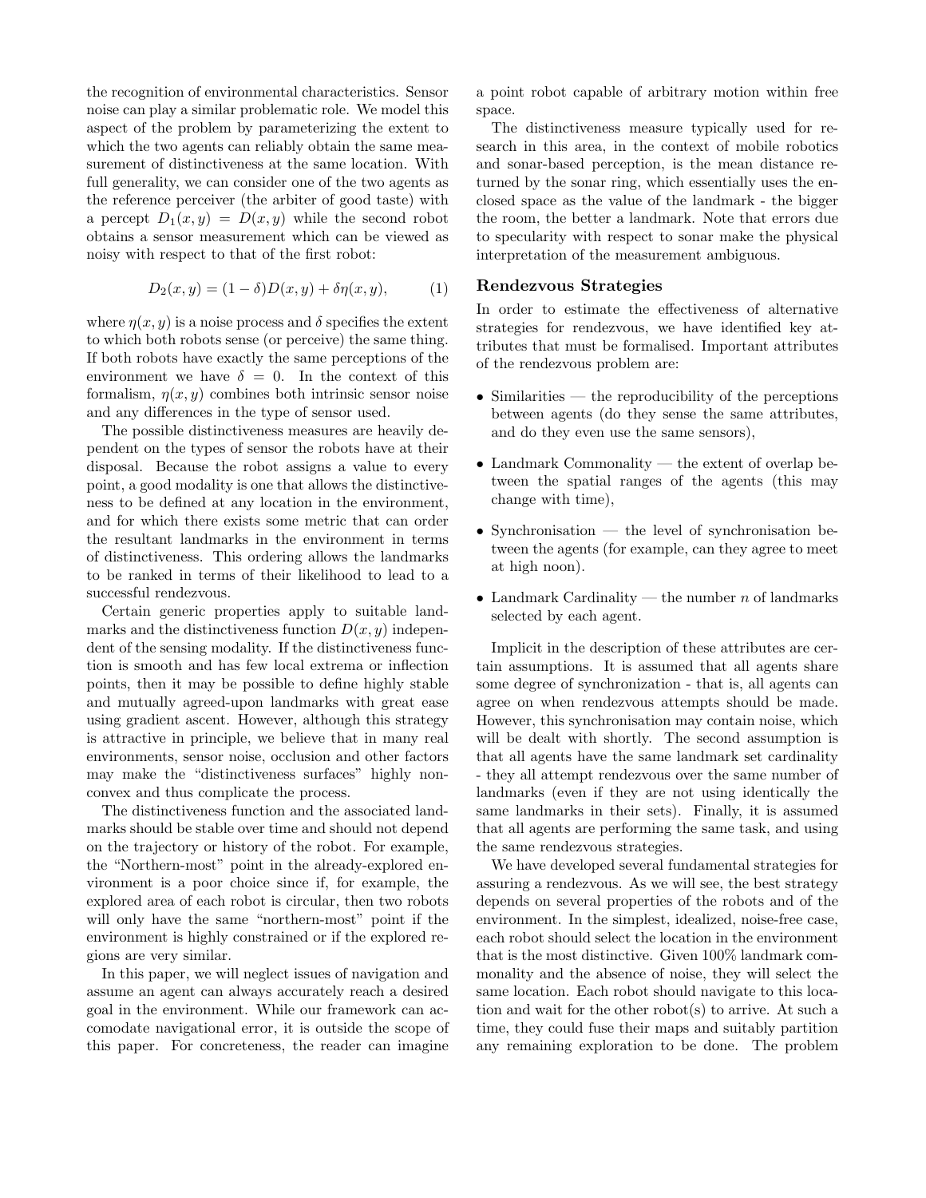the recognition of environmental characteristics. Sensor noise can play a similar problematic role. We model this aspect of the problem by parameterizing the extent to which the two agents can reliably obtain the same measurement of distinctiveness at the same location. With full generality, we can consider one of the two agents as the reference perceiver (the arbiter of good taste) with a percept $D_1(x, y) = D(x, y)$ while the second robot obtains a sensor measurement which can be viewed as noisy with respect to that of the first robot:

$$D_2(x, y) = (1 - \delta)D(x, y) + \delta\eta(x, y), \qquad (1)$$

where $\eta(x, y)$ is a noise process and $\delta$ specifies the extent to which both robots sense (or perceive) the same thing. If both robots have exactly the same perceptions of the environment we have $\delta = 0$. In the context of this formalism, $\eta(x, y)$ combines both intrinsic sensor noise and any differences in the type of sensor used.

The possible distinctiveness measures are heavily dependent on the types of sensor the robots have at their disposal. Because the robot assigns a value to every point, a good modality is one that allows the distinctiveness to be defined at any location in the environment, and for which there exists some metric that can order the resultant landmarks in the environment in terms of distinctiveness. This ordering allows the landmarks to be ranked in terms of their likelihood to lead to a successful rendezvous.

Certain generic properties apply to suitable landmarks and the distinctiveness function $D(x, y)$ independent of the sensing modality. If the distinctiveness function is smooth and has few local extrema or inflection points, then it may be possible to define highly stable and mutually agreed-upon landmarks with great ease using gradient ascent. However, although this strategy is attractive in principle, we believe that in many real environments, sensor noise, occlusion and other factors may make the "distinctiveness surfaces" highly non-convex and thus complicate the process.

The distinctiveness function and the associated landmarks should be stable over time and should not depend on the trajectory or history of the robot. For example, the "Northern-most" point in the already-explored environment is a poor choice since if, for example, the explored area of each robot is circular, then two robots will only have the same "northern-most" point if the environment is highly constrained or if the explored regions are very similar.

In this paper, we will neglect issues of navigation and assume an agent can always accurately reach a desired goal in the environment. While our framework can accomodate navigational error, it is outside the scope of this paper. For concreteness, the reader can imagine a point robot capable of arbitrary motion within free space.

The distinctiveness measure typically used for research in this area, in the context of mobile robotics and sonar-based perception, is the mean distance returned by the sonar ring, which essentially uses the enclosed space as the value of the landmark - the bigger the room, the better a landmark. Note that errors due to specularity with respect to sonar make the physical interpretation of the measurement ambiguous.

## Rendezvous Strategies

In order to estimate the effectiveness of alternative strategies for rendezvous, we have identified key attributes that must be formalised. Important attributes of the rendezvous problem are:

- Similarities — the reproducibility of the perceptions between agents (do they sense the same attributes, and do they even use the same sensors),
- Landmark Commonality — the extent of overlap between the spatial ranges of the agents (this may change with time),
- Synchronisation — the level of synchronisation between the agents (for example, can they agree to meet at high noon).
- Landmark Cardinality — the number $n$ of landmarks selected by each agent.

Implicit in the description of these attributes are certain assumptions. It is assumed that all agents share some degree of synchronization - that is, all agents can agree on when rendezvous attempts should be made. However, this synchronisation may contain noise, which will be dealt with shortly. The second assumption is that all agents have the same landmark set cardinality - they all attempt rendezvous over the same number of landmarks (even if they are not using identically the same landmarks in their sets). Finally, it is assumed that all agents are performing the same task, and using the same rendezvous strategies.

We have developed several fundamental strategies for assuring a rendezvous. As we will see, the best strategy depends on several properties of the robots and of the environment. In the simplest, idealized, noise-free case, each robot should select the location in the environment that is the most distinctive. Given 100% landmark commonality and the absence of noise, they will select the same location. Each robot should navigate to this location and wait for the other robot(s) to arrive. At such a time, they could fuse their maps and suitably partition any remaining exploration to be done. The problem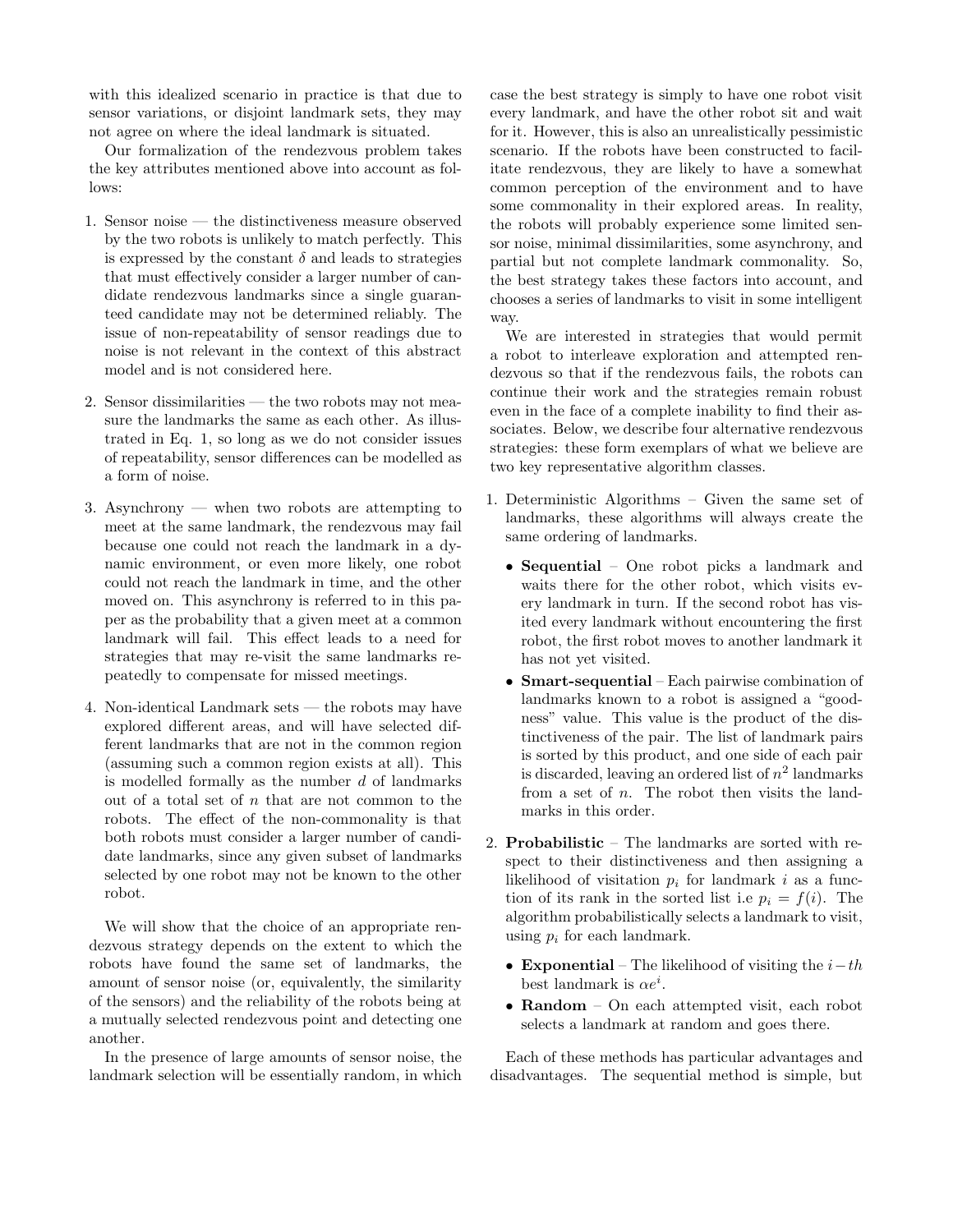with this idealized scenario in practice is that due to sensor variations, or disjoint landmark sets, they may not agree on where the ideal landmark is situated.

Our formalization of the rendezvous problem takes the key attributes mentioned above into account as follows:

1. Sensor noise — the distinctiveness measure observed by the two robots is unlikely to match perfectly. This is expressed by the constant $\delta$ and leads to strategies that must effectively consider a larger number of candidate rendezvous landmarks since a single guaranteed candidate may not be determined reliably. The issue of non-repeatability of sensor readings due to noise is not relevant in the context of this abstract model and is not considered here.

2. Sensor dissimilarities — the two robots may not measure the landmarks the same as each other. As illustrated in Eq. 1, so long as we do not consider issues of repeatability, sensor differences can be modelled as a form of noise.

3. Asynchrony — when two robots are attempting to meet at the same landmark, the rendezvous may fail because one could not reach the landmark in a dynamic environment, or even more likely, one robot could not reach the landmark in time, and the other moved on. This asynchrony is referred to in this paper as the probability that a given meet at a common landmark will fail. This effect leads to a need for strategies that may re-visit the same landmarks repeatedly to compensate for missed meetings.

4. Non-identical Landmark sets — the robots may have explored different areas, and will have selected different landmarks that are not in the common region (assuming such a common region exists at all). This is modelled formally as the number $d$ of landmarks out of a total set of $n$ that are not common to the robots. The effect of the non-commonality is that both robots must consider a larger number of candidate landmarks, since any given subset of landmarks selected by one robot may not be known to the other robot.

We will show that the choice of an appropriate rendezvous strategy depends on the extent to which the robots have found the same set of landmarks, the amount of sensor noise (or, equivalently, the similarity of the sensors) and the reliability of the robots being at a mutually selected rendezvous point and detecting one another.

In the presence of large amounts of sensor noise, the landmark selection will be essentially random, in which case the best strategy is simply to have one robot visit every landmark, and have the other robot sit and wait for it. However, this is also an unrealistically pessimistic scenario. If the robots have been constructed to facilitate rendezvous, they are likely to have a somewhat common perception of the environment and to have some commonality in their explored areas. In reality, the robots will probably experience some limited sensor noise, minimal dissimilarities, some asynchrony, and partial but not complete landmark commonality. So, the best strategy takes these factors into account, and chooses a series of landmarks to visit in some intelligent way.

We are interested in strategies that would permit a robot to interleave exploration and attempted rendezvous so that if the rendezvous fails, the robots can continue their work and the strategies remain robust even in the face of a complete inability to find their associates. Below, we describe four alternative rendezvous strategies: these form exemplars of what we believe are two key representative algorithm classes.

1. Deterministic Algorithms – Given the same set of landmarks, these algorithms will always create the same ordering of landmarks.
   - **Sequential** – One robot picks a landmark and waits there for the other robot, which visits every landmark in turn. If the second robot has visited every landmark without encountering the first robot, the first robot moves to another landmark it has not yet visited.
   - **Smart-sequential** – Each pairwise combination of landmarks known to a robot is assigned a "goodness" value. This value is the product of the distinctiveness of the pair. The list of landmark pairs is sorted by this product, and one side of each pair is discarded, leaving an ordered list of $n^2$ landmarks from a set of $n$. The robot then visits the landmarks in this order.

2. **Probabilistic** – The landmarks are sorted with respect to their distinctiveness and then assigning a likelihood of visitation $p_i$ for landmark $i$ as a function of its rank in the sorted list i.e $p_i = f(i)$. The algorithm probabilistically selects a landmark to visit, using $p_i$ for each landmark.
   - **Exponential** – The likelihood of visiting the $i-th$ best landmark is $\alpha e^i$.
   - **Random** – On each attempted visit, each robot selects a landmark at random and goes there.

Each of these methods has particular advantages and disadvantages. The sequential method is simple, but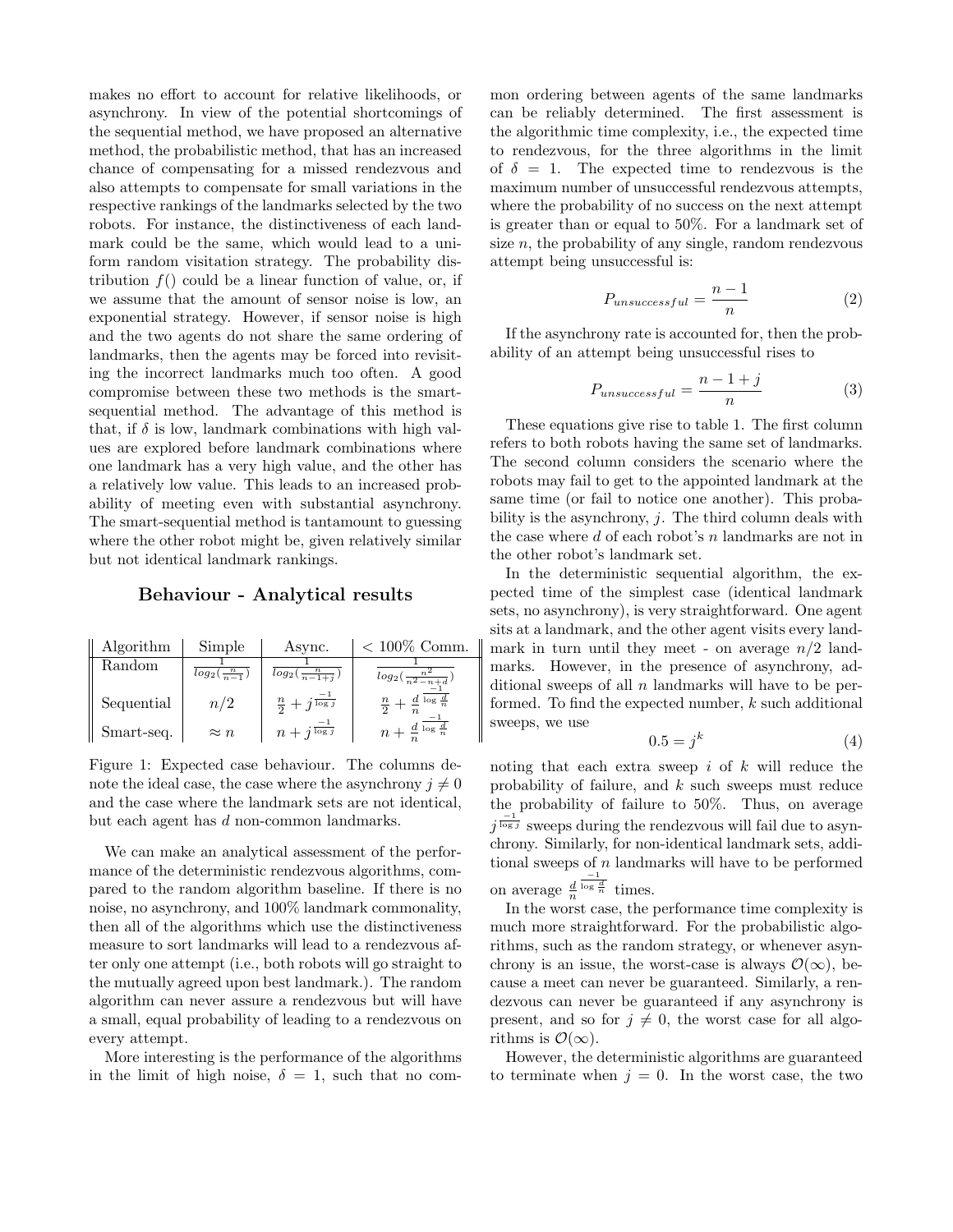makes no effort to account for relative likelihoods, or asynchrony. In view of the potential shortcomings of the sequential method, we have proposed an alternative method, the probabilistic method, that has an increased chance of compensating for a missed rendezvous and also attempts to compensate for small variations in the respective rankings of the landmarks selected by the two robots. For instance, the distinctiveness of each landmark could be the same, which would lead to a uniform random visitation strategy. The probability distribution $f()$ could be a linear function of value, or, if we assume that the amount of sensor noise is low, an exponential strategy. However, if sensor noise is high and the two agents do not share the same ordering of landmarks, then the agents may be forced into revisiting the incorrect landmarks much too often. A good compromise between these two methods is the smart-sequential method. The advantage of this method is that, if $\delta$ is low, landmark combinations with high values are explored before landmark combinations where one landmark has a very high value, and the other has a relatively low value. This leads to an increased probability of meeting even with substantial asynchrony. The smart-sequential method is tantamount to guessing where the other robot might be, given relatively similar but not identical landmark rankings.

## Behaviour - Analytical results

| Algorithm | Simple | Async. | $< 100\%$ Comm. |
|---|---|---|---|
| Random | $\frac{1}{log_2(\frac{n}{n-1})}$ | $\frac{1}{log_2(\frac{n}{n-1+j})}$ | $\frac{1}{log_2(\frac{n^2}{n^2-n+d})}$ |
| Sequential | $n/2$ | $\frac{n}{2} + j^{\frac{-1}{\log j}}$ | $\frac{n}{2} + \frac{d}{n}^{\frac{-1}{\log \frac{d}{n}}}$ |
| Smart-seq. | $\approx n$ | $n + j^{\frac{-1}{\log j}}$ | $n + \frac{d}{n}^{\frac{-1}{\log \frac{d}{n}}}$ |

Figure 1: Expected case behaviour. The columns denote the ideal case, the case where the asynchrony $j \neq 0$ and the case where the landmark sets are not identical, but each agent has $d$ non-common landmarks.

We can make an analytical assessment of the performance of the deterministic rendezvous algorithms, compared to the random algorithm baseline. If there is no noise, no asynchrony, and 100% landmark commonality, then all of the algorithms which use the distinctiveness measure to sort landmarks will lead to a rendezvous after only one attempt (i.e., both robots will go straight to the mutually agreed upon best landmark.). The random algorithm can never assure a rendezvous but will have a small, equal probability of leading to a rendezvous on every attempt.

More interesting is the performance of the algorithms in the limit of high noise, $\delta = 1$, such that no common ordering between agents of the same landmarks can be reliably determined. The first assessment is the algorithmic time complexity, i.e., the expected time to rendezvous, for the three algorithms in the limit of $\delta = 1$. The expected time to rendezvous is the maximum number of unsuccessful rendezvous attempts, where the probability of no success on the next attempt is greater than or equal to 50%. For a landmark set of size $n$, the probability of any single, random rendezvous attempt being unsuccessful is:

$$P_{unsuccessful} = \frac{n-1}{n} \tag{2}$$

If the asynchrony rate is accounted for, then the probability of an attempt being unsuccessful rises to

$$P_{unsuccessful} = \frac{n-1+j}{n} \tag{3}$$

These equations give rise to table 1. The first column refers to both robots having the same set of landmarks. The second column considers the scenario where the robots may fail to get to the appointed landmark at the same time (or fail to notice one another). This probability is the asynchrony, $j$. The third column deals with the case where $d$ of each robot's $n$ landmarks are not in the other robot's landmark set.

In the deterministic sequential algorithm, the expected time of the simplest case (identical landmark sets, no asynchrony), is very straightforward. One agent sits at a landmark, and the other agent visits every landmark in turn until they meet - on average $n/2$ landmarks. However, in the presence of asynchrony, additional sweeps of all $n$ landmarks will have to be performed. To find the expected number, $k$ such additional sweeps, we use

$$0.5 = j^k \tag{4}$$

noting that each extra sweep $i$ of $k$ will reduce the probability of failure, and $k$ such sweeps must reduce the probability of failure to 50%. Thus, on average $j^{\frac{-1}{\log j}}$ sweeps during the rendezvous will fail due to asynchrony. Similarly, for non-identical landmark sets, additional sweeps of $n$ landmarks will have to be performed on average $\frac{d}{n}^{\frac{-1}{\log \frac{d}{n}}}$ times.

In the worst case, the performance time complexity is much more straightforward. For the probabilistic algorithms, such as the random strategy, or whenever asynchrony is an issue, the worst-case is always $\mathcal{O}(\infty)$, because a meet can never be guaranteed. Similarly, a rendezvous can never be guaranteed if any asynchrony is present, and so for $j \neq 0$, the worst case for all algorithms is $\mathcal{O}(\infty)$.

However, the deterministic algorithms are guaranteed to terminate when $j = 0$. In the worst case, the two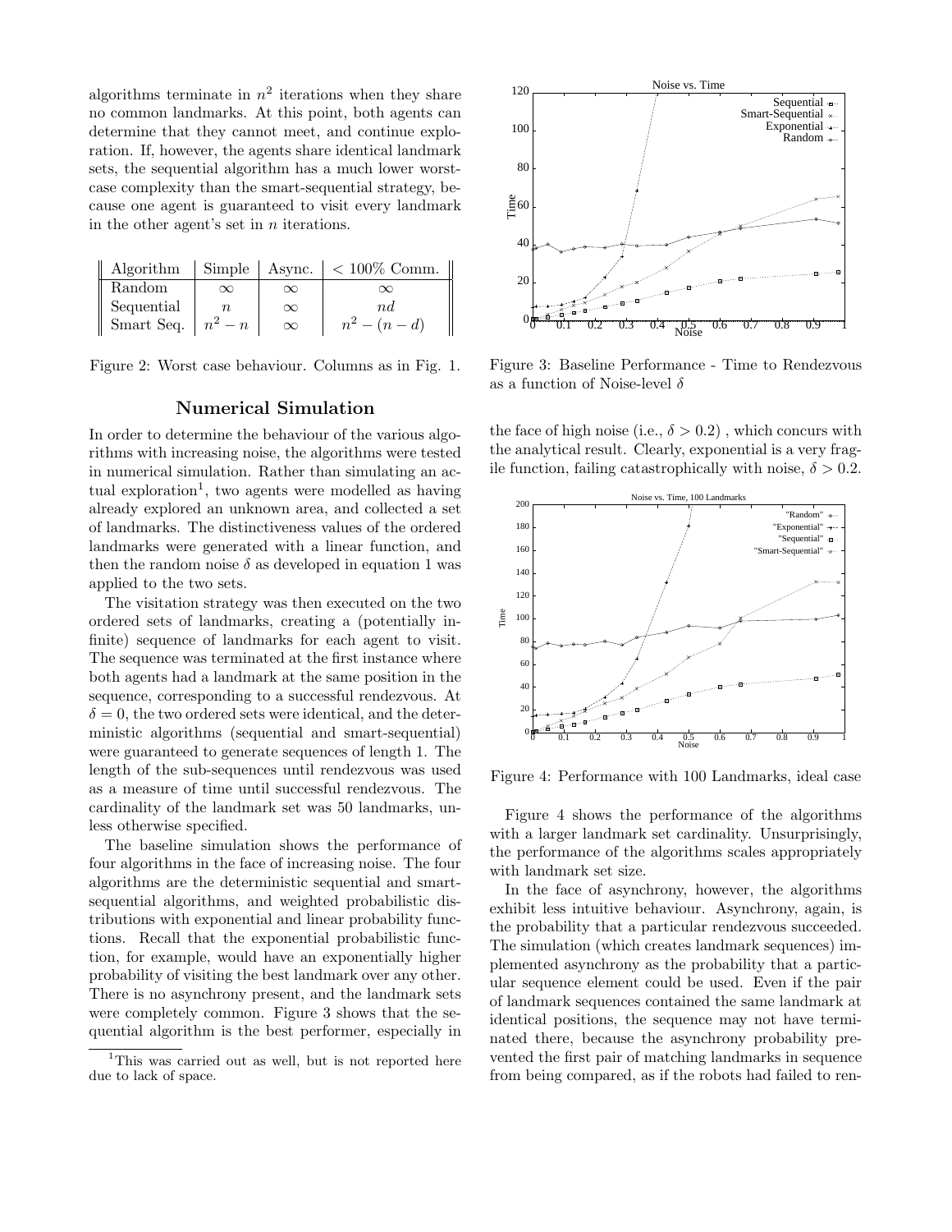algorithms terminate in $n^2$ iterations when they share no common landmarks. At this point, both agents can determine that they cannot meet, and continue exploration. If, however, the agents share identical landmark sets, the sequential algorithm has a much lower worst-case complexity than the smart-sequential strategy, because one agent is guaranteed to visit every landmark in the other agent's set in $n$ iterations.

| Algorithm | Simple | Async. | $< 100\%$ Comm. |
|---|---|---|---|
| Random | $\infty$ | $\infty$ | $\infty$ |
| Sequential | $n$ | $\infty$ | $nd$ |
| Smart Seq. | $n^2 - n$ | $\infty$ | $n^2 - (n - d)$ |

Figure 2: Worst case behaviour. Columns as in Fig. 1.

## Numerical Simulation

In order to determine the behaviour of the various algorithms with increasing noise, the algorithms were tested in numerical simulation. Rather than simulating an actual exploration[1], two agents were modelled as having already explored an unknown area, and collected a set of landmarks. The distinctiveness values of the ordered landmarks were generated with a linear function, and then the random noise $\delta$ as developed in equation 1 was applied to the two sets.

The visitation strategy was then executed on the two ordered sets of landmarks, creating a (potentially infinite) sequence of landmarks for each agent to visit. The sequence was terminated at the first instance where both agents had a landmark at the same position in the sequence, corresponding to a successful rendezvous. At $\delta = 0$, the two ordered sets were identical, and the deterministic algorithms (sequential and smart-sequential) were guaranteed to generate sequences of length 1. The length of the sub-sequences until rendezvous was used as a measure of time until successful rendezvous. The cardinality of the landmark set was 50 landmarks, unless otherwise specified.

The baseline simulation shows the performance of four algorithms in the face of increasing noise. The four algorithms are the deterministic sequential and smart-sequential algorithms, and weighted probabilistic distributions with exponential and linear probability functions. Recall that the exponential probabilistic function, for example, would have an exponentially higher probability of visiting the best landmark over any other. There is no asynchrony present, and the landmark sets were completely common. Figure 3 shows that the sequential algorithm is the best performer, especially in the face of high noise (i.e., $\delta > 0.2$), which concurs with the analytical result. Clearly, exponential is a very fragile function, failing catastrophically with noise, $\delta > 0.2$.

[1] This was carried out as well, but is not reported here due to lack of space.

Figure 3: Baseline Performance - Time to Rendezvous as a function of Noise-level $\delta$

Figure 4: Performance with 100 Landmarks, ideal case

Figure 4 shows the performance of the algorithms with a larger landmark set cardinality. Unsurprisingly, the performance of the algorithms scales appropriately with landmark set size.

In the face of asynchrony, however, the algorithms exhibit less intuitive behaviour. Asynchrony, again, is the probability that a particular rendezvous succeeded. The simulation (which creates landmark sequences) implemented asynchrony as the probability that a particular sequence element could be used. Even if the pair of landmark sequences contained the same landmark at identical positions, the sequence may not have terminated there, because the asynchrony probability prevented the first pair of matching landmarks in sequence from being compared, as if the robots had failed to ren-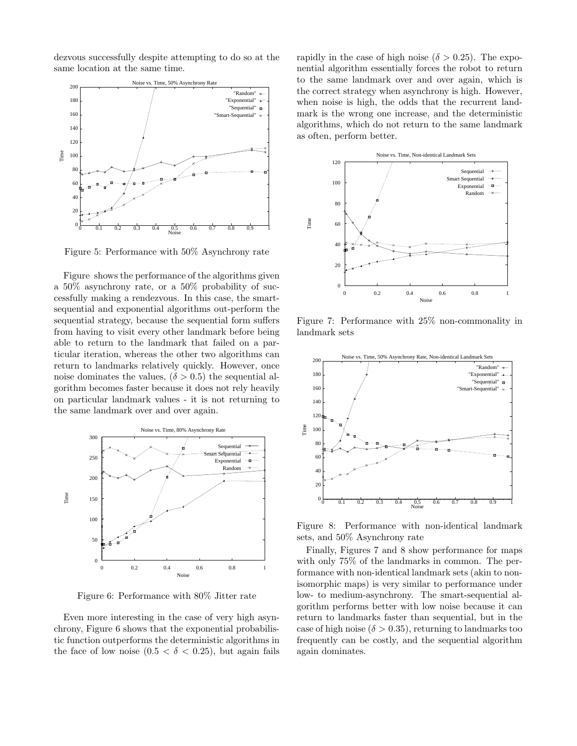dezvous successfully despite attempting to do so at the same location at the same time.

Figure 5: Performance with 50% Asynchrony rate

Figure shows the performance of the algorithms given a 50% asynchrony rate, or a 50% probability of successfully making a rendezvous. In this case, the smart-sequential and exponential algorithms out-perform the sequential strategy, because the sequential form suffers from having to visit every other landmark before being able to return to the landmark that failed on a particular iteration, whereas the other two algorithms can return to landmarks relatively quickly. However, once noise dominates the values, ($\delta > 0.5$) the sequential algorithm becomes faster because it does not rely heavily on particular landmark values - it is not returning to the same landmark over and over again.

Figure 6: Performance with 80% Jitter rate

Even more interesting in the case of very high asynchrony, Figure 6 shows that the exponential probabilistic function outperforms the deterministic algorithms in the face of low noise ($0.5 < \delta < 0.25$), but again fails rapidly in the case of high noise ($\delta > 0.25$). The exponential algorithm essentially forces the robot to return to the same landmark over and over again, which is the correct strategy when asynchrony is high. However, when noise is high, the odds that the recurrent landmark is the wrong one increase, and the deterministic algorithms, which do not return to the same landmark as often, perform better.

Figure 7: Performance with 25% non-commonality in landmark sets

Figure 8: Performance with non-identical landmark sets, and 50% Asynchrony rate

Finally, Figures 7 and 8 show performance for maps with only 75% of the landmarks in common. The performance with non-identical landmark sets (akin to non-isomorphic maps) is very similar to performance under low- to medium-asynchrony. The smart-sequential algorithm performs better with low noise because it can return to landmarks faster than sequential, but in the case of high noise ($\delta > 0.35$), returning to landmarks too frequently can be costly, and the sequential algorithm again dominates.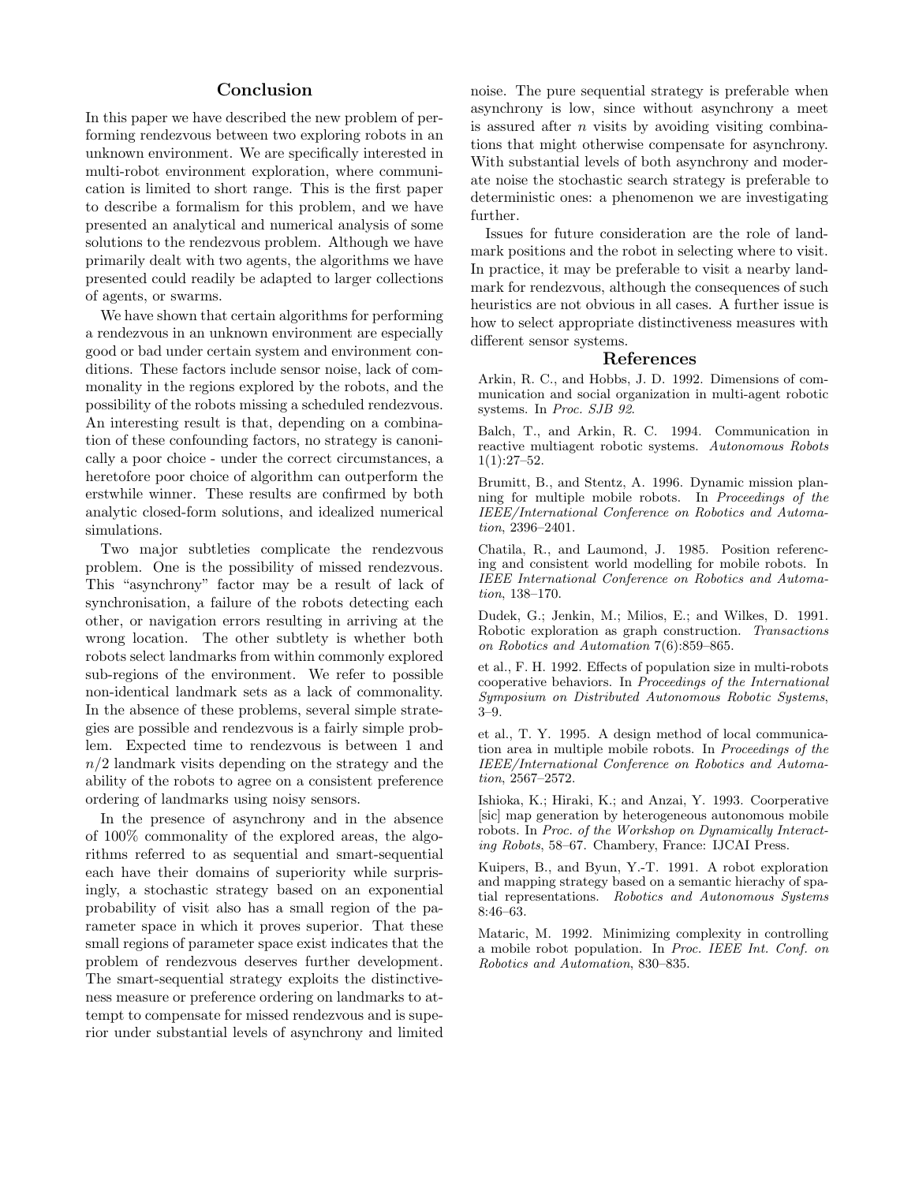## Conclusion

In this paper we have described the new problem of performing rendezvous between two exploring robots in an unknown environment. We are specifically interested in multi-robot environment exploration, where communication is limited to short range. This is the first paper to describe a formalism for this problem, and we have presented an analytical and numerical analysis of some solutions to the rendezvous problem. Although we have primarily dealt with two agents, the algorithms we have presented could readily be adapted to larger collections of agents, or swarms.

We have shown that certain algorithms for performing a rendezvous in an unknown environment are especially good or bad under certain system and environment conditions. These factors include sensor noise, lack of commonality in the regions explored by the robots, and the possibility of the robots missing a scheduled rendezvous. An interesting result is that, depending on a combination of these confounding factors, no strategy is canonically a poor choice - under the correct circumstances, a heretofore poor choice of algorithm can outperform the erstwhile winner. These results are confirmed by both analytic closed-form solutions, and idealized numerical simulations.

Two major subtleties complicate the rendezvous problem. One is the possibility of missed rendezvous. This "asynchrony" factor may be a result of lack of synchronisation, a failure of the robots detecting each other, or navigation errors resulting in arriving at the wrong location. The other subtlety is whether both robots select landmarks from within commonly explored sub-regions of the environment. We refer to possible non-identical landmark sets as a lack of commonality. In the absence of these problems, several simple strategies are possible and rendezvous is a fairly simple problem. Expected time to rendezvous is between 1 and $n/2$ landmark visits depending on the strategy and the ability of the robots to agree on a consistent preference ordering of landmarks using noisy sensors.

In the presence of asynchrony and in the absence of 100% commonality of the explored areas, the algorithms referred to as sequential and smart-sequential each have their domains of superiority while surprisingly, a stochastic strategy based on an exponential probability of visit also has a small region of the parameter space in which it proves superior. That these small regions of parameter space exist indicates that the problem of rendezvous deserves further development. The smart-sequential strategy exploits the distinctiveness measure or preference ordering on landmarks to attempt to compensate for missed rendezvous and is superior under substantial levels of asynchrony and limited noise. The pure sequential strategy is preferable when asynchrony is low, since without asynchrony a meet is assured after $n$ visits by avoiding visiting combinations that might otherwise compensate for asynchrony. With substantial levels of both asynchrony and moderate noise the stochastic search strategy is preferable to deterministic ones: a phenomenon we are investigating further.

Issues for future consideration are the role of landmark positions and the robot in selecting where to visit. In practice, it may be preferable to visit a nearby landmark for rendezvous, although the consequences of such heuristics are not obvious in all cases. A further issue is how to select appropriate distinctiveness measures with different sensor systems.

## References

Arkin, R. C., and Hobbs, J. D. 1992. Dimensions of communication and social organization in multi-agent robotic systems. In *Proc. SJB 92*.

Balch, T., and Arkin, R. C. 1994. Communication in reactive multiagent robotic systems. *Autonomous Robots* 1(1):27–52.

Brumitt, B., and Stentz, A. 1996. Dynamic mission planning for multiple mobile robots. In *Proceedings of the IEEE/International Conference on Robotics and Automation*, 2396–2401.

Chatila, R., and Laumond, J. 1985. Position referencing and consistent world modelling for mobile robots. In *IEEE International Conference on Robotics and Automation*, 138–170.

Dudek, G.; Jenkin, M.; Milios, E.; and Wilkes, D. 1991. Robotic exploration as graph construction. *Transactions on Robotics and Automation* 7(6):859–865.

et al., F. H. 1992. Effects of population size in multi-robots cooperative behaviors. In *Proceedings of the International Symposium on Distributed Autonomous Robotic Systems*, 3–9.

et al., T. Y. 1995. A design method of local communication area in multiple mobile robots. In *Proceedings of the IEEE/International Conference on Robotics and Automation*, 2567–2572.

Ishioka, K.; Hiraki, K.; and Anzai, Y. 1993. Coorperative [sic] map generation by heterogeneous autonomous mobile robots. In *Proc. of the Workshop on Dynamically Interacting Robots*, 58–67. Chambery, France: IJCAI Press.

Kuipers, B., and Byun, Y.-T. 1991. A robot exploration and mapping strategy based on a semantic hierachy of spatial representations. *Robotics and Autonomous Systems* 8:46–63.

Mataric, M. 1992. Minimizing complexity in controlling a mobile robot population. In *Proc. IEEE Int. Conf. on Robotics and Automation*, 830–835.